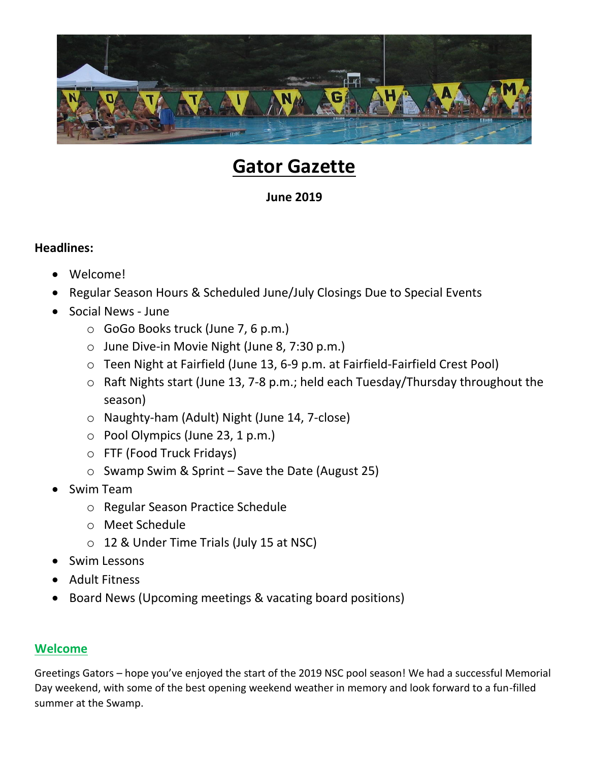// Gator Gazette

**June 2019**

**Headlines:**

- Welcome!
- Regular Season Hours & Scheduled June/July Closings Due to Special Events
- Social News - June
  - GoGo Books truck (June 7, 6 p.m.)
  - June Dive-in Movie Night (June 8, 7:30 p.m.)
  - Teen Night at Fairfield (June 13, 6-9 p.m. at Fairfield-Fairfield Crest Pool)
  - Raft Nights start (June 13, 7-8 p.m.; held each Tuesday/Thursday throughout the season)
  - Naughty-ham (Adult) Night (June 14, 7-close)
  - Pool Olympics (June 23, 1 p.m.)
  - FTF (Food Truck Fridays)
  - Swamp Swim & Sprint – Save the Date (August 25)
- Swim Team
  - Regular Season Practice Schedule
  - Meet Schedule
  - 12 & Under Time Trials (July 15 at NSC)
- Swim Lessons
- Adult Fitness
- Board News (Upcoming meetings & vacating board positions)

## Welcome

Greetings Gators – hope you've enjoyed the start of the 2019 NSC pool season! We had a successful Memorial Day weekend, with some of the best opening weekend weather in memory and look forward to a fun-filled summer at the Swamp.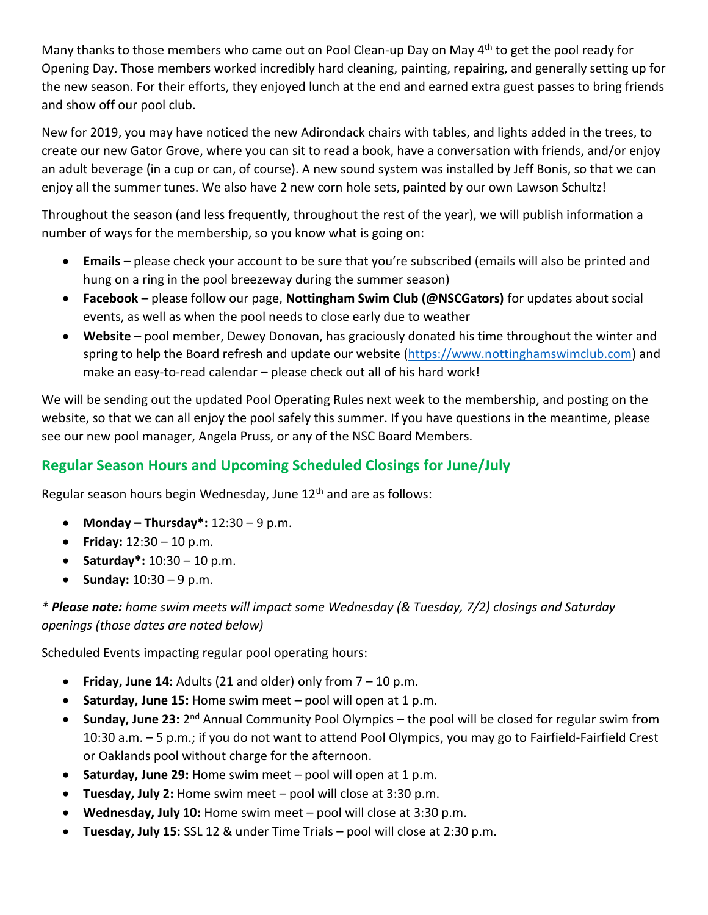Many thanks to those members who came out on Pool Clean-up Day on May 4th to get the pool ready for Opening Day. Those members worked incredibly hard cleaning, painting, repairing, and generally setting up for the new season. For their efforts, they enjoyed lunch at the end and earned extra guest passes to bring friends and show off our pool club.

New for 2019, you may have noticed the new Adirondack chairs with tables, and lights added in the trees, to create our new Gator Grove, where you can sit to read a book, have a conversation with friends, and/or enjoy an adult beverage (in a cup or can, of course). A new sound system was installed by Jeff Bonis, so that we can enjoy all the summer tunes. We also have 2 new corn hole sets, painted by our own Lawson Schultz!

Throughout the season (and less frequently, throughout the rest of the year), we will publish information a number of ways for the membership, so you know what is going on:

- **Emails** – please check your account to be sure that you're subscribed (emails will also be printed and hung on a ring in the pool breezeway during the summer season)
- **Facebook** – please follow our page, **Nottingham Swim Club (@NSCGators)** for updates about social events, as well as when the pool needs to close early due to weather
- **Website** – pool member, Dewey Donovan, has graciously donated his time throughout the winter and spring to help the Board refresh and update our website (https://www.nottinghamswimclub.com) and make an easy-to-read calendar – please check out all of his hard work!

We will be sending out the updated Pool Operating Rules next week to the membership, and posting on the website, so that we can all enjoy the pool safely this summer. If you have questions in the meantime, please see our new pool manager, Angela Pruss, or any of the NSC Board Members.

## Regular Season Hours and Upcoming Scheduled Closings for June/July

Regular season hours begin Wednesday, June 12th and are as follows:

- **Monday – Thursday*:** 12:30 – 9 p.m.
- **Friday:** 12:30 – 10 p.m.
- **Saturday*:** 10:30 – 10 p.m.
- **Sunday:** 10:30 – 9 p.m.

*\* **Please note:** home swim meets will impact some Wednesday (& Tuesday, 7/2) closings and Saturday openings (those dates are noted below)*

Scheduled Events impacting regular pool operating hours:

- **Friday, June 14:** Adults (21 and older) only from 7 – 10 p.m.
- **Saturday, June 15:** Home swim meet – pool will open at 1 p.m.
- **Sunday, June 23:** 2nd Annual Community Pool Olympics – the pool will be closed for regular swim from 10:30 a.m. – 5 p.m.; if you do not want to attend Pool Olympics, you may go to Fairfield-Fairfield Crest or Oaklands pool without charge for the afternoon.
- **Saturday, June 29:** Home swim meet – pool will open at 1 p.m.
- **Tuesday, July 2:** Home swim meet – pool will close at 3:30 p.m.
- **Wednesday, July 10:** Home swim meet – pool will close at 3:30 p.m.
- **Tuesday, July 15:** SSL 12 & under Time Trials – pool will close at 2:30 p.m.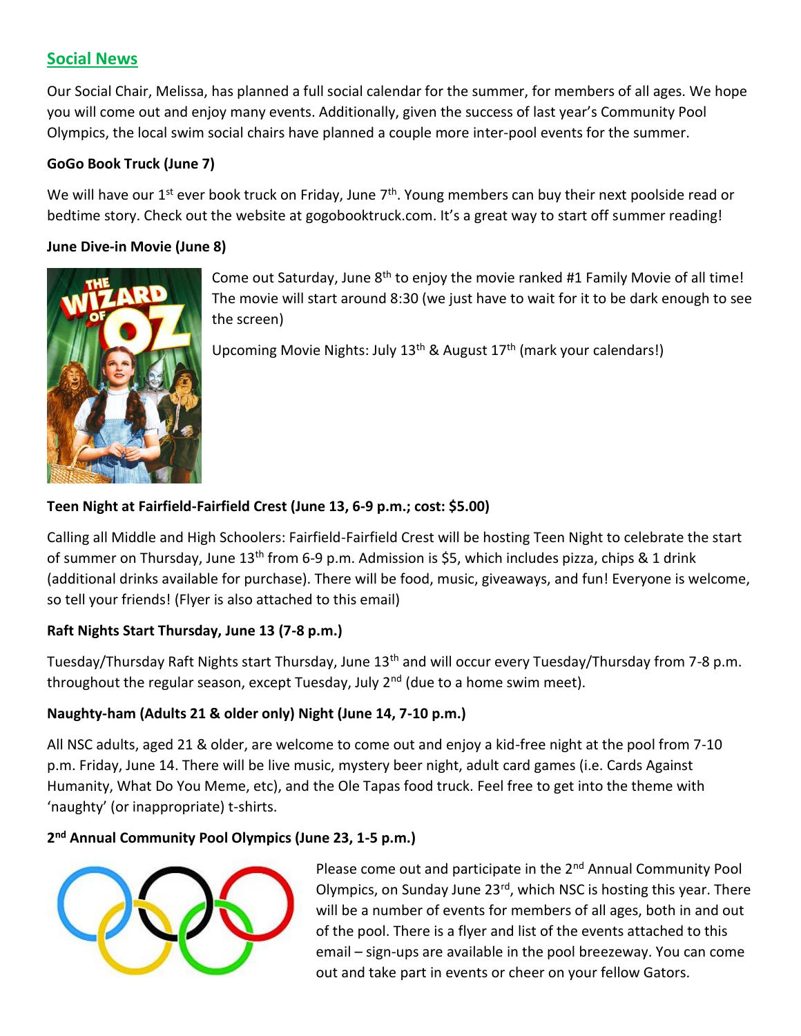## Social News

Our Social Chair, Melissa, has planned a full social calendar for the summer, for members of all ages. We hope you will come out and enjoy many events. Additionally, given the success of last year's Community Pool Olympics, the local swim social chairs have planned a couple more inter-pool events for the summer.

**GoGo Book Truck (June 7)**

We will have our 1st ever book truck on Friday, June 7th. Young members can buy their next poolside read or bedtime story. Check out the website at gogobooktruck.com. It's a great way to start off summer reading!

**June Dive-in Movie (June 8)**

Come out Saturday, June 8th to enjoy the movie ranked #1 Family Movie of all time! The movie will start around 8:30 (we just have to wait for it to be dark enough to see the screen)

Upcoming Movie Nights: July 13th & August 17th (mark your calendars!)

**Teen Night at Fairfield-Fairfield Crest (June 13, 6-9 p.m.; cost: $5.00)**

Calling all Middle and High Schoolers: Fairfield-Fairfield Crest will be hosting Teen Night to celebrate the start of summer on Thursday, June 13th from 6-9 p.m. Admission is $5, which includes pizza, chips & 1 drink (additional drinks available for purchase). There will be food, music, giveaways, and fun! Everyone is welcome, so tell your friends! (Flyer is also attached to this email)

**Raft Nights Start Thursday, June 13 (7-8 p.m.)**

Tuesday/Thursday Raft Nights start Thursday, June 13th and will occur every Tuesday/Thursday from 7-8 p.m. throughout the regular season, except Tuesday, July 2nd (due to a home swim meet).

**Naughty-ham (Adults 21 & older only) Night (June 14, 7-10 p.m.)**

All NSC adults, aged 21 & older, are welcome to come out and enjoy a kid-free night at the pool from 7-10 p.m. Friday, June 14. There will be live music, mystery beer night, adult card games (i.e. Cards Against Humanity, What Do You Meme, etc), and the Ole Tapas food truck. Feel free to get into the theme with 'naughty' (or inappropriate) t-shirts.

**2nd Annual Community Pool Olympics (June 23, 1-5 p.m.)**

Please come out and participate in the 2nd Annual Community Pool Olympics, on Sunday June 23rd, which NSC is hosting this year. There will be a number of events for members of all ages, both in and out of the pool. There is a flyer and list of the events attached to this email – sign-ups are available in the pool breezeway. You can come out and take part in events or cheer on your fellow Gators.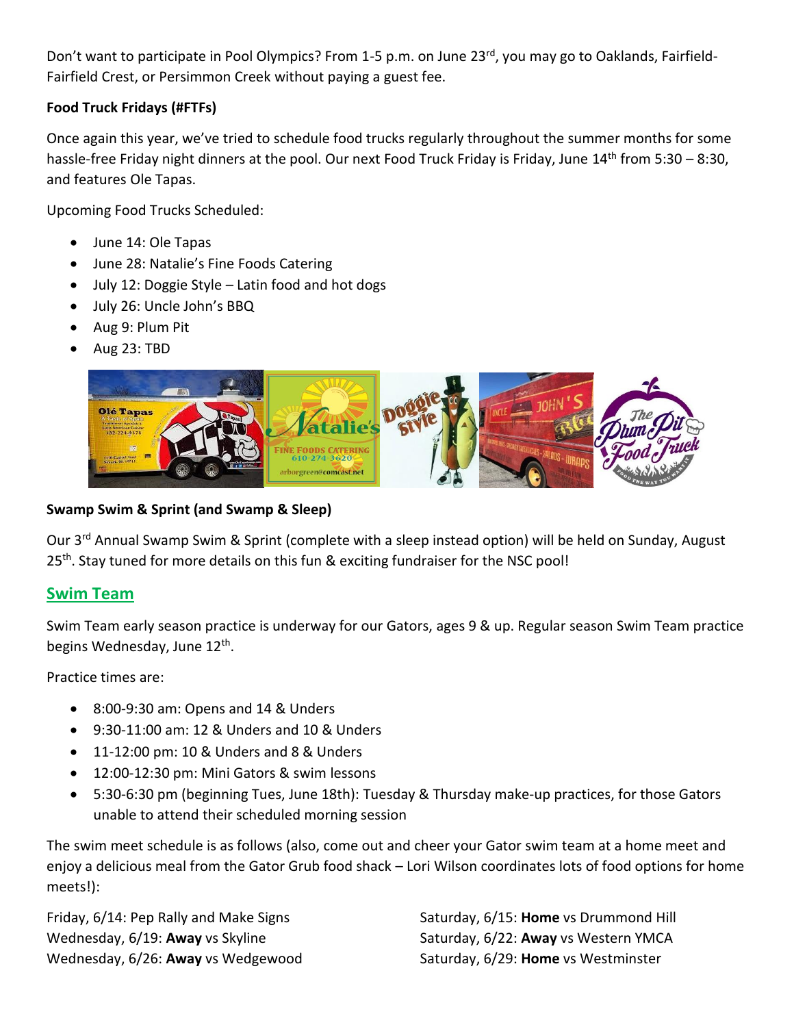Don't want to participate in Pool Olympics? From 1-5 p.m. on June 23rd, you may go to Oaklands, Fairfield-Fairfield Crest, or Persimmon Creek without paying a guest fee.

**Food Truck Fridays (#FTFs)**

Once again this year, we've tried to schedule food trucks regularly throughout the summer months for some hassle-free Friday night dinners at the pool. Our next Food Truck Friday is Friday, June 14th from 5:30 – 8:30, and features Ole Tapas.

Upcoming Food Trucks Scheduled:

- June 14: Ole Tapas
- June 28: Natalie's Fine Foods Catering
- July 12: Doggie Style – Latin food and hot dogs
- July 26: Uncle John's BBQ
- Aug 9: Plum Pit
- Aug 23: TBD

**Swamp Swim & Sprint (and Swamp & Sleep)**

Our 3rd Annual Swamp Swim & Sprint (complete with a sleep instead option) will be held on Sunday, August 25th. Stay tuned for more details on this fun & exciting fundraiser for the NSC pool!

## Swim Team

Swim Team early season practice is underway for our Gators, ages 9 & up. Regular season Swim Team practice begins Wednesday, June 12th.

Practice times are:

- 8:00-9:30 am: Opens and 14 & Unders
- 9:30-11:00 am: 12 & Unders and 10 & Unders
- 11-12:00 pm: 10 & Unders and 8 & Unders
- 12:00-12:30 pm: Mini Gators & swim lessons
- 5:30-6:30 pm (beginning Tues, June 18th): Tuesday & Thursday make-up practices, for those Gators unable to attend their scheduled morning session

The swim meet schedule is as follows (also, come out and cheer your Gator swim team at a home meet and enjoy a delicious meal from the Gator Grub food shack – Lori Wilson coordinates lots of food options for home meets!):

Friday, 6/14: Pep Rally and Make Signs
Saturday, 6/15: **Home** vs Drummond Hill
Wednesday, 6/19: **Away** vs Skyline
Saturday, 6/22: **Away** vs Western YMCA
Wednesday, 6/26: **Away** vs Wedgewood
Saturday, 6/29: **Home** vs Westminster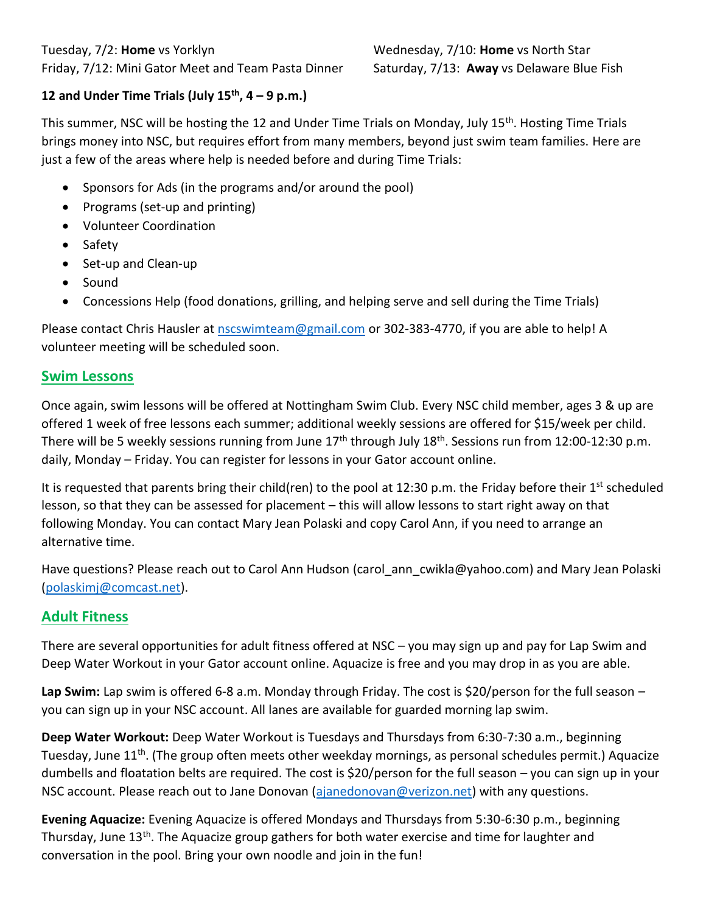Tuesday, 7/2: **Home** vs Yorklyn

Wednesday, 7/10: **Home** vs North Star

Friday, 7/12: Mini Gator Meet and Team Pasta Dinner

Saturday, 7/13: **Away** vs Delaware Blue Fish

**12 and Under Time Trials (July 15th, 4 – 9 p.m.)**

This summer, NSC will be hosting the 12 and Under Time Trials on Monday, July 15th. Hosting Time Trials brings money into NSC, but requires effort from many members, beyond just swim team families. Here are just a few of the areas where help is needed before and during Time Trials:

- Sponsors for Ads (in the programs and/or around the pool)
- Programs (set-up and printing)
- Volunteer Coordination
- Safety
- Set-up and Clean-up
- Sound
- Concessions Help (food donations, grilling, and helping serve and sell during the Time Trials)

Please contact Chris Hausler at nscswimteam@gmail.com or 302-383-4770, if you are able to help! A volunteer meeting will be scheduled soon.

## Swim Lessons

Once again, swim lessons will be offered at Nottingham Swim Club. Every NSC child member, ages 3 & up are offered 1 week of free lessons each summer; additional weekly sessions are offered for $15/week per child. There will be 5 weekly sessions running from June 17th through July 18th. Sessions run from 12:00-12:30 p.m. daily, Monday – Friday. You can register for lessons in your Gator account online.

It is requested that parents bring their child(ren) to the pool at 12:30 p.m. the Friday before their 1st scheduled lesson, so that they can be assessed for placement – this will allow lessons to start right away on that following Monday. You can contact Mary Jean Polaski and copy Carol Ann, if you need to arrange an alternative time.

Have questions? Please reach out to Carol Ann Hudson (carol_ann_cwikla@yahoo.com) and Mary Jean Polaski (polaskimj@comcast.net).

## Adult Fitness

There are several opportunities for adult fitness offered at NSC – you may sign up and pay for Lap Swim and Deep Water Workout in your Gator account online. Aquacize is free and you may drop in as you are able.

**Lap Swim:** Lap swim is offered 6-8 a.m. Monday through Friday. The cost is $20/person for the full season – you can sign up in your NSC account. All lanes are available for guarded morning lap swim.

**Deep Water Workout:** Deep Water Workout is Tuesdays and Thursdays from 6:30-7:30 a.m., beginning Tuesday, June 11th. (The group often meets other weekday mornings, as personal schedules permit.) Aquacize dumbells and floatation belts are required. The cost is $20/person for the full season – you can sign up in your NSC account. Please reach out to Jane Donovan (ajanedonovan@verizon.net) with any questions.

**Evening Aquacize:** Evening Aquacize is offered Mondays and Thursdays from 5:30-6:30 p.m., beginning Thursday, June 13th. The Aquacize group gathers for both water exercise and time for laughter and conversation in the pool. Bring your own noodle and join in the fun!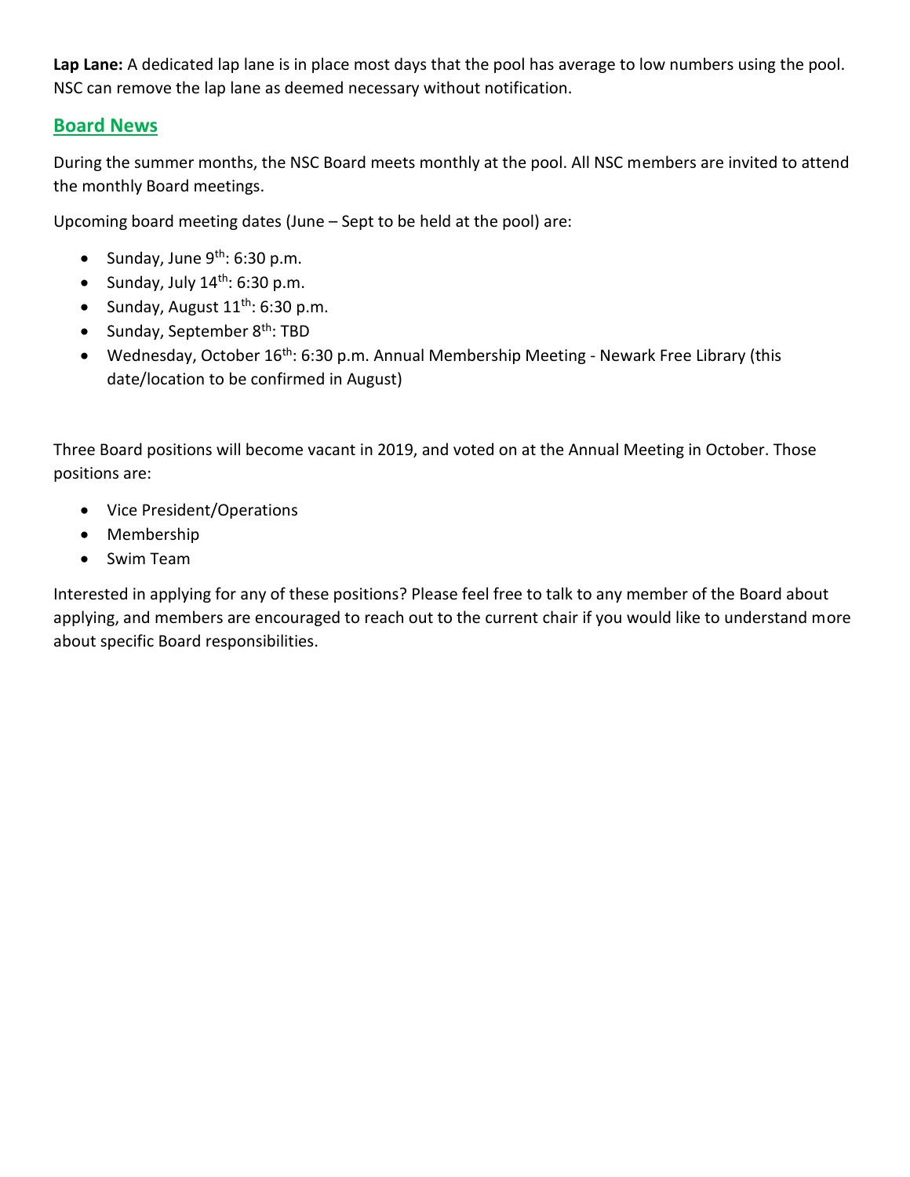**Lap Lane:** A dedicated lap lane is in place most days that the pool has average to low numbers using the pool. NSC can remove the lap lane as deemed necessary without notification.

## Board News

During the summer months, the NSC Board meets monthly at the pool. All NSC members are invited to attend the monthly Board meetings.

Upcoming board meeting dates (June – Sept to be held at the pool) are:

- Sunday, June 9th: 6:30 p.m.
- Sunday, July 14th: 6:30 p.m.
- Sunday, August 11th: 6:30 p.m.
- Sunday, September 8th: TBD
- Wednesday, October 16th: 6:30 p.m. Annual Membership Meeting - Newark Free Library (this date/location to be confirmed in August)

Three Board positions will become vacant in 2019, and voted on at the Annual Meeting in October. Those positions are:

- Vice President/Operations
- Membership
- Swim Team

Interested in applying for any of these positions? Please feel free to talk to any member of the Board about applying, and members are encouraged to reach out to the current chair if you would like to understand more about specific Board responsibilities.